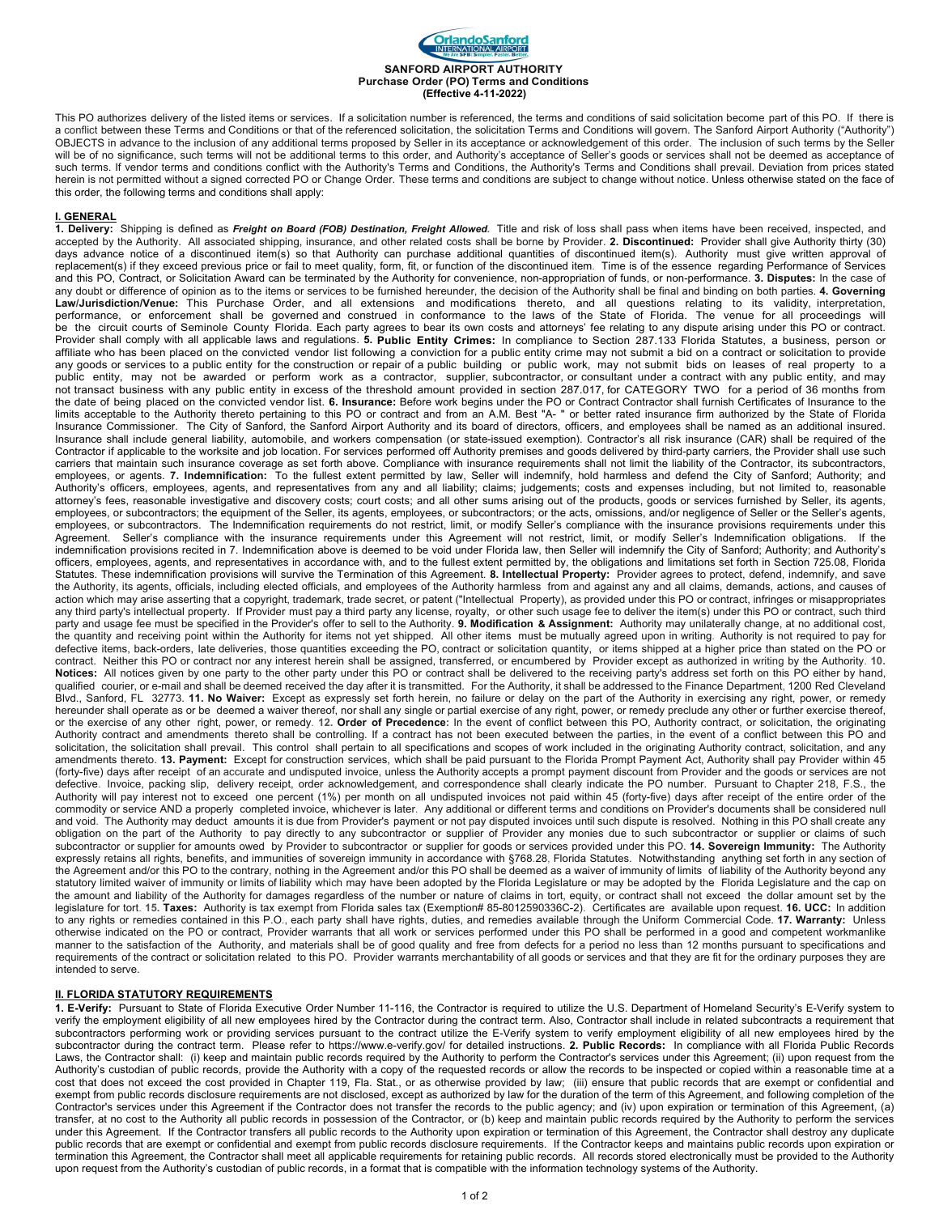**SANFORD AIRPORT AUTHORITY**
**Purchase Order (PO) Terms and Conditions**
**(Effective 4-11-2022)**

This PO authorizes delivery of the listed items or services. If a solicitation number is referenced, the terms and conditions of said solicitation become part of this PO. If there is a conflict between these Terms and Conditions or that of the referenced solicitation, the solicitation Terms and Conditions will govern. The Sanford Airport Authority ("Authority") OBJECTS in advance to the inclusion of any additional terms proposed by Seller in its acceptance or acknowledgement of this order. The inclusion of such terms by the Seller will be of no significance, such terms will not be additional terms to this order, and Authority's acceptance of Seller's goods or services shall not be deemed as acceptance of such terms. If vendor terms and conditions conflict with the Authority's Terms and Conditions, the Authority's Terms and Conditions shall prevail. Deviation from prices stated herein is not permitted without a signed corrected PO or Change Order. These terms and conditions are subject to change without notice. Unless otherwise stated on the face of this order, the following terms and conditions shall apply:

## I. GENERAL

**1. Delivery:** Shipping is defined as ***Freight on Board (FOB) Destination, Freight Allowed***. Title and risk of loss shall pass when items have been received, inspected, and accepted by the Authority. All associated shipping, insurance, and other related costs shall be borne by Provider. **2. Discontinued:** Provider shall give Authority thirty (30) days advance notice of a discontinued item(s) so that Authority can purchase additional quantities of discontinued item(s). Authority must give written approval of replacement(s) if they exceed previous price or fail to meet quality, form, fit, or function of the discontinued item. Time is of the essence regarding Performance of Services and this PO, Contract, or Solicitation Award can be terminated by the Authority for convenience, non-appropriation of funds, or non-performance. **3. Disputes:** In the case of any doubt or difference of opinion as to the items or services to be furnished hereunder, the decision of the Authority shall be final and binding on both parties. **4. Governing Law/Jurisdiction/Venue:** This Purchase Order, and all extensions and modifications thereto, and all questions relating to its validity, interpretation, performance, or enforcement shall be governed and construed in conformance to the laws of the State of Florida. The venue for all proceedings will be the circuit courts of Seminole County Florida. Each party agrees to bear its own costs and attorneys' fee relating to any dispute arising under this PO or contract. Provider shall comply with all applicable laws and regulations. **5. Public Entity Crimes:** In compliance to Section 287.133 Florida Statutes, a business, person or affiliate who has been placed on the convicted vendor list following a conviction for a public entity crime may not submit a bid on a contract or solicitation to provide any goods or services to a public entity for the construction or repair of a public building or public work, may not submit bids on leases of real property to a public entity, may not be awarded or perform work as a contractor, supplier, subcontractor, or consultant under a contract with any public entity, and may not transact business with any public entity in excess of the threshold amount provided in section 287.017, for CATEGORY TWO for a period of 36 months from the date of being placed on the convicted vendor list. **6. Insurance:** Before work begins under the PO or Contract Contractor shall furnish Certificates of Insurance to the limits acceptable to the Authority thereto pertaining to this PO or contract and from an A.M. Best "A- " or better rated insurance firm authorized by the State of Florida Insurance Commissioner. The City of Sanford, the Sanford Airport Authority and its board of directors, officers, and employees shall be named as an additional insured. Insurance shall include general liability, automobile, and workers compensation (or state-issued exemption). Contractor's all risk insurance (CAR) shall be required of the Contractor if applicable to the worksite and job location. For services performed off Authority premises and goods delivered by third-party carriers, the Provider shall use such carriers that maintain such insurance coverage as set forth above. Compliance with insurance requirements shall not limit the liability of the Contractor, its subcontractors, employees, or agents. **7. Indemnification:** To the fullest extent permitted by law, Seller will indemnify, hold harmless and defend the City of Sanford; Authority; and Authority's officers, employees, agents, and representatives from any and all liability; claims; judgements; costs and expenses including, but not limited to, reasonable attorney's fees, reasonable investigative and discovery costs; court costs; and all other sums arising out of the products, goods or services furnished by Seller, its agents, employees, or subcontractors; the equipment of the Seller, its agents, employees, or subcontractors; or the acts, omissions, and/or negligence of Seller or the Seller's agents, employees, or subcontractors. The Indemnification requirements do not restrict, limit, or modify Seller's compliance with the insurance provisions requirements under this Agreement. Seller's compliance with the insurance requirements under this Agreement will not restrict, limit, or modify Seller's Indemnification obligations. If the indemnification provisions recited in 7. Indemnification above is deemed to be void under Florida law, then Seller will indemnify the City of Sanford; Authority; and Authority's officers, employees, agents, and representatives in accordance with, and to the fullest extent permitted by, the obligations and limitations set forth in Section 725.08, Florida Statutes. These indemnification provisions will survive the Termination of this Agreement. **8. Intellectual Property:** Provider agrees to protect, defend, indemnify, and save the Authority, its agents, officials, including elected officials, and employees of the Authority harmless from and against any and all claims, demands, actions, and causes of action which may arise asserting that a copyright, trademark, trade secret, or patent ("Intellectual Property), as provided under this PO or contract, infringes or misappropriates any third party's intellectual property. If Provider must pay a third party any license, royalty, or other such usage fee to deliver the item(s) under this PO or contract, such third party and usage fee must be specified in the Provider's offer to sell to the Authority. **9. Modification & Assignment:** Authority may unilaterally change, at no additional cost, the quantity and receiving point within the Authority for items not yet shipped. All other items must be mutually agreed upon in writing. Authority is not required to pay for defective items, back-orders, late deliveries, those quantities exceeding the PO, contract or solicitation quantity, or items shipped at a higher price than stated on the PO or contract. Neither this PO or contract nor any interest herein shall be assigned, transferred, or encumbered by Provider except as authorized in writing by the Authority. **10. Notices:** All notices given by one party to the other party under this PO or contract shall be delivered to the receiving party's address set forth on this PO either by hand, qualified courier, or e-mail and shall be deemed received the day after it is transmitted. For the Authority, it shall be addressed to the Finance Department, 1200 Red Cleveland Blvd., Sanford, FL 32773. **11. No Waiver:** Except as expressly set forth herein, no failure or delay on the part of the Authority in exercising any right, power, or remedy hereunder shall operate as or be deemed a waiver thereof, nor shall any single or partial exercise of any right, power, or remedy preclude any other or further exercise thereof, or the exercise of any other right, power, or remedy. **12. Order of Precedence:** In the event of conflict between this PO, Authority contract, or solicitation, the originating Authority contract and amendments thereto shall be controlling. If a contract has not been executed between the parties, in the event of a conflict between this PO and solicitation, the solicitation shall prevail. This control shall pertain to all specifications and scopes of work included in the originating Authority contract, solicitation, and any amendments thereto. **13. Payment:** Except for construction services, which shall be paid pursuant to the Florida Prompt Payment Act, Authority shall pay Provider within 45 (forty-five) days after receipt of an accurate and undisputed invoice, unless the Authority accepts a prompt payment discount from Provider and the goods or services are not defective. Invoice, packing slip, delivery receipt, order acknowledgement, and correspondence shall clearly indicate the PO number. Pursuant to Chapter 218, F.S., the Authority will pay interest not to exceed one percent (1%) per month on all undisputed invoices not paid within 45 (forty-five) days after receipt of the entire order of the commodity or service AND a properly completed invoice, whichever is later. Any additional or different terms and conditions on Provider's documents shall be considered null and void. The Authority may deduct amounts it is due from Provider's payment or not pay disputed invoices until such dispute is resolved. Nothing in this PO shall create any obligation on the part of the Authority to pay directly to any subcontractor or supplier of Provider any monies due to such subcontractor or supplier or claims of such subcontractor or supplier for amounts owed by Provider to subcontractor or supplier for goods or services provided under this PO. **14. Sovereign Immunity:** The Authority expressly retains all rights, benefits, and immunities of sovereign immunity in accordance with §768.28, Florida Statutes. Notwithstanding anything set forth in any section of the Agreement and/or this PO to the contrary, nothing in the Agreement and/or this PO shall be deemed as a waiver of immunity of limits of liability of the Authority beyond any statutory limited waiver of immunity or limits of liability which may have been adopted by the Florida Legislature or may be adopted by the Florida Legislature and the cap on the amount and liability of the Authority for damages regardless of the number or nature of claims in tort, equity, or contract shall not exceed the dollar amount set by the legislature for tort. **15. Taxes:** Authority is tax exempt from Florida sales tax (Exemption# 85-8012590336C-2). Certificates are available upon request. **16. UCC:** In addition to any rights or remedies contained in this P.O., each party shall have rights, duties, and remedies available through the Uniform Commercial Code. **17. Warranty:** Unless otherwise indicated on the PO or contract, Provider warrants that all work or services performed under this PO shall be performed in a good and competent workmanlike manner to the satisfaction of the Authority, and materials shall be of good quality and free from defects for a period no less than 12 months pursuant to specifications and requirements of the contract or solicitation related to this PO. Provider warrants merchantability of all goods or services and that they are fit for the ordinary purposes they are intended to serve.

## II. FLORIDA STATUTORY REQUIREMENTS

**1. E-Verify:** Pursuant to State of Florida Executive Order Number 11-116, the Contractor is required to utilize the U.S. Department of Homeland Security's E-Verify system to verify the employment eligibility of all new employees hired by the Contractor during the contract term. Also, Contractor shall include in related subcontracts a requirement that subcontractors performing work or providing services pursuant to the contract utilize the E-Verify system to verify employment eligibility of all new employees hired by the subcontractor during the contract term. Please refer to https://www.e-verify.gov/ for detailed instructions. **2. Public Records:** In compliance with all Florida Public Records Laws, the Contractor shall: (i) keep and maintain public records required by the Authority to perform the Contractor's services under this Agreement; (ii) upon request from the Authority's custodian of public records, provide the Authority with a copy of the requested records or allow the records to be inspected or copied within a reasonable time at a cost that does not exceed the cost provided in Chapter 119, Fla. Stat., or as otherwise provided by law; (iii) ensure that public records that are exempt or confidential and exempt from public records disclosure requirements are not disclosed, except as authorized by law for the duration of the term of this Agreement, and following completion of the Contractor's services under this Agreement if the Contractor does not transfer the records to the public agency; and (iv) upon expiration or termination of this Agreement, (a) transfer, at no cost to the Authority all public records in possession of the Contractor, or (b) keep and maintain public records required by the Authority to perform the services under this Agreement. If the Contractor transfers all public records to the Authority upon expiration or termination of this Agreement, the Contractor shall destroy any duplicate public records that are exempt or confidential and exempt from public records disclosure requirements. If the Contractor keeps and maintains public records upon expiration or termination this Agreement, the Contractor shall meet all applicable requirements for retaining public records. All records stored electronically must be provided to the Authority upon request from the Authority's custodian of public records, in a format that is compatible with the information technology systems of the Authority.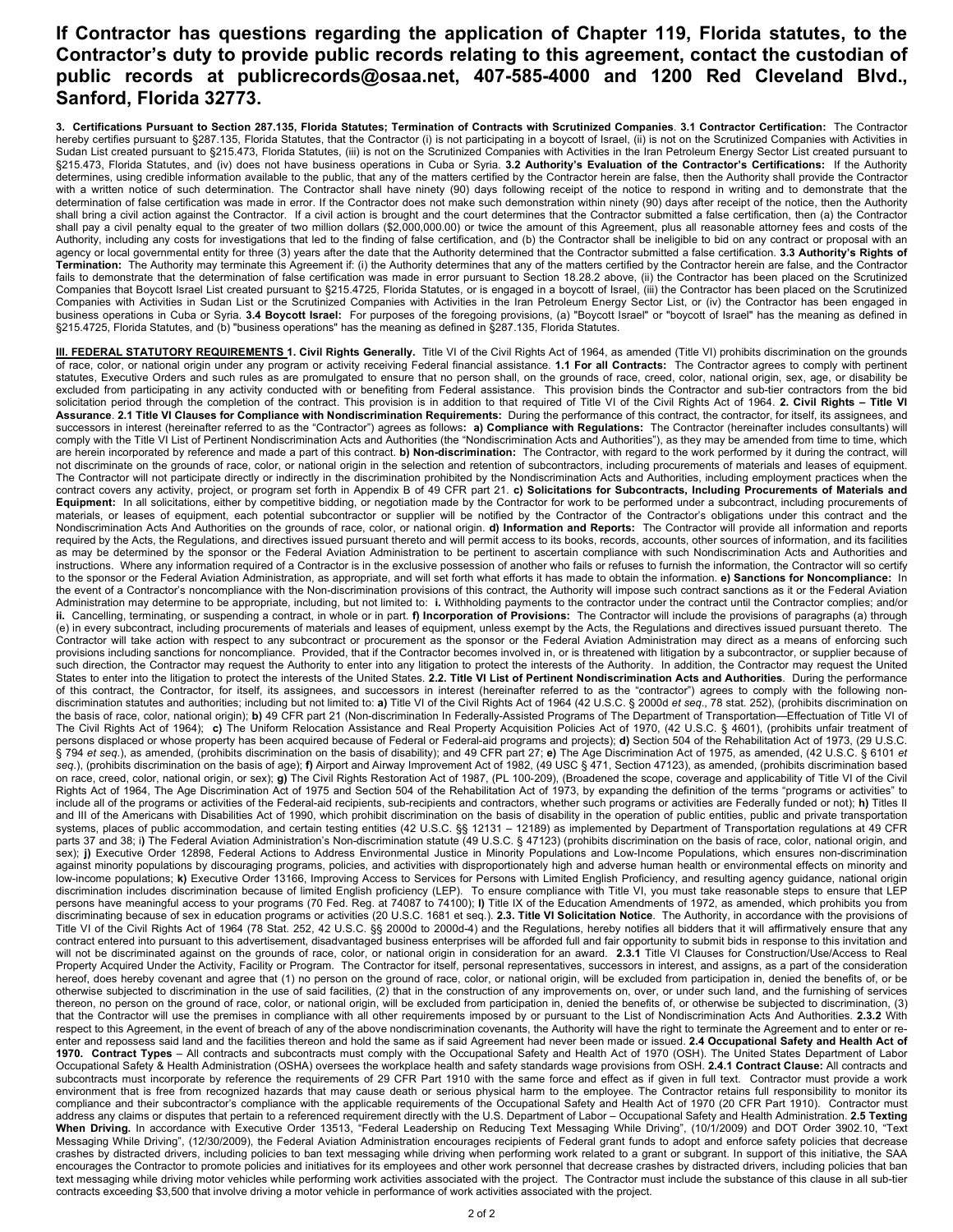**If Contractor has questions regarding the application of Chapter 119, Florida statutes, to the Contractor's duty to provide public records relating to this agreement, contact the custodian of public records at publicrecords@osaa.net, 407-585-4000 and 1200 Red Cleveland Blvd., Sanford, Florida 32773.**

**3. Certifications Pursuant to Section 287.135, Florida Statutes; Termination of Contracts with Scrutinized Companies**. **3.1 Contractor Certification:** The Contractor hereby certifies pursuant to §287.135, Florida Statutes, that the Contractor (i) is not participating in a boycott of Israel, (ii) is not on the Scrutinized Companies with Activities in Sudan List created pursuant to §215.473, Florida Statutes, (iii) is not on the Scrutinized Companies with Activities in the Iran Petroleum Energy Sector List created pursuant to §215.473, Florida Statutes, and (iv) does not have business operations in Cuba or Syria. **3.2 Authority's Evaluation of the Contractor's Certifications:** If the Authority determines, using credible information available to the public, that any of the matters certified by the Contractor herein are false, then the Authority shall provide the Contractor with a written notice of such determination. The Contractor shall have ninety (90) days following receipt of the notice to respond in writing and to demonstrate that the determination of false certification was made in error. If the Contractor does not make such demonstration within ninety (90) days after receipt of the notice, then the Authority shall bring a civil action against the Contractor. If a civil action is brought and the court determines that the Contractor submitted a false certification, then (a) the Contractor shall pay a civil penalty equal to the greater of two million dollars ($2,000,000.00) or twice the amount of this Agreement, plus all reasonable attorney fees and costs of the Authority, including any costs for investigations that led to the finding of false certification, and (b) the Contractor shall be ineligible to bid on any contract or proposal with an agency or local governmental entity for three (3) years after the date that the Authority determined that the Contractor submitted a false certification. **3.3 Authority's Rights of Termination:** The Authority may terminate this Agreement if: (i) the Authority determines that any of the matters certified by the Contractor herein are false, and the Contractor fails to demonstrate that the determination of false certification was made in error pursuant to Section 18.28.2 above, (ii) the Contractor has been placed on the Scrutinized Companies that Boycott Israel List created pursuant to §215.4725, Florida Statutes, or is engaged in a boycott of Israel, (iii) the Contractor has been placed on the Scrutinized Companies with Activities in Sudan List or the Scrutinized Companies with Activities in the Iran Petroleum Energy Sector List, or (iv) the Contractor has been engaged in business operations in Cuba or Syria. **3.4 Boycott Israel:** For purposes of the foregoing provisions, (a) "Boycott Israel" or "boycott of Israel" has the meaning as defined in §215.4725, Florida Statutes, and (b) "business operations" has the meaning as defined in §287.135, Florida Statutes.

**III. FEDERAL STATUTORY REQUIREMENTS 1. Civil Rights Generally.** Title VI of the Civil Rights Act of 1964, as amended (Title VI) prohibits discrimination on the grounds of race, color, or national origin under any program or activity receiving Federal financial assistance. **1.1 For all Contracts:** The Contractor agrees to comply with pertinent statutes, Executive Orders and such rules as are promulgated to ensure that no person shall, on the grounds of race, creed, color, national origin, sex, age, or disability be excluded from participating in any activity conducted with or benefiting from Federal assistance. This provision binds the Contractor and sub-tier contractors from the bid solicitation period through the completion of the contract. This provision is in addition to that required of Title VI of the Civil Rights Act of 1964. **2. Civil Rights – Title VI Assurance**. **2.1 Title VI Clauses for Compliance with Nondiscrimination Requirements:** During the performance of this contract, the contractor, for itself, its assignees, and successors in interest (hereinafter referred to as the "Contractor") agrees as follows**: a) Compliance with Regulations:** The Contractor (hereinafter includes consultants) will comply with the Title VI List of Pertinent Nondiscrimination Acts and Authorities (the "Nondiscrimination Acts and Authorities"), as they may be amended from time to time, which are herein incorporated by reference and made a part of this contract. **b) Non-discrimination:** The Contractor, with regard to the work performed by it during the contract, will not discriminate on the grounds of race, color, or national origin in the selection and retention of subcontractors, including procurements of materials and leases of equipment. The Contractor will not participate directly or indirectly in the discrimination prohibited by the Nondiscrimination Acts and Authorities, including employment practices when the contract covers any activity, project, or program set forth in Appendix B of 49 CFR part 21. **c) Solicitations for Subcontracts, Including Procurements of Materials and Equipment:** In all solicitations, either by competitive bidding, or negotiation made by the Contractor for work to be performed under a subcontract, including procurements of materials, or leases of equipment, each potential subcontractor or supplier will be notified by the Contractor of the Contractor's obligations under this contract and the Nondiscrimination Acts And Authorities on the grounds of race, color, or national origin. **d) Information and Reports:** The Contractor will provide all information and reports required by the Acts, the Regulations, and directives issued pursuant thereto and will permit access to its books, records, accounts, other sources of information, and its facilities as may be determined by the sponsor or the Federal Aviation Administration to be pertinent to ascertain compliance with such Nondiscrimination Acts and Authorities and instructions. Where any information required of a Contractor is in the exclusive possession of another who fails or refuses to furnish the information, the Contractor will so certify to the sponsor or the Federal Aviation Administration, as appropriate, and will set forth what efforts it has made to obtain the information. **e) Sanctions for Noncompliance:** In the event of a Contractor's noncompliance with the Non-discrimination provisions of this contract, the Authority will impose such contract sanctions as it or the Federal Aviation Administration may determine to be appropriate, including, but not limited to: **i.** Withholding payments to the contractor under the contract until the Contractor complies; and/or **ii.** Cancelling, terminating, or suspending a contract, in whole or in part. **f) Incorporation of Provisions:** The Contractor will include the provisions of paragraphs (a) through (e) in every subcontract, including procurements of materials and leases of equipment, unless exempt by the Acts, the Regulations and directives issued pursuant thereto. The Contractor will take action with respect to any subcontract or procurement as the sponsor or the Federal Aviation Administration may direct as a means of enforcing such provisions including sanctions for noncompliance. Provided, that if the Contractor becomes involved in, or is threatened with litigation by a subcontractor, or supplier because of such direction, the Contractor may request the Authority to enter into any litigation to protect the interests of the Authority. In addition, the Contractor may request the United States to enter into the litigation to protect the interests of the United States. **2.2. Title VI List of Pertinent Nondiscrimination Acts and Authorities**. During the performance of this contract, the Contractor, for itself, its assignees, and successors in interest (hereinafter referred to as the "contractor") agrees to comply with the following non-discrimination statutes and authorities; including but not limited to: **a)** Title VI of the Civil Rights Act of 1964 (42 U.S.C. § 2000d *et seq*., 78 stat. 252), (prohibits discrimination on the basis of race, color, national origin); **b)** 49 CFR part 21 (Non-discrimination In Federally-Assisted Programs of The Department of Transportation—Effectuation of Title VI of The Civil Rights Act of 1964); **c)** The Uniform Relocation Assistance and Real Property Acquisition Policies Act of 1970, (42 U.S.C. § 4601), (prohibits unfair treatment of persons displaced or whose property has been acquired because of Federal or Federal-aid programs and projects); **d)** Section 504 of the Rehabilitation Act of 1973, (29 U.S.C. § 794 *et seq*.), as amended, (prohibits discrimination on the basis of disability); and 49 CFR part 27; **e)** The Age Discrimination Act of 1975, as amended, (42 U.S.C. § 6101 *et seq*.), (prohibits discrimination on the basis of age); **f)** Airport and Airway Improvement Act of 1982, (49 USC § 471, Section 47123), as amended, (prohibits discrimination based on race, creed, color, national origin, or sex); **g)** The Civil Rights Restoration Act of 1987, (PL 100-209), (Broadened the scope, coverage and applicability of Title VI of the Civil Rights Act of 1964, The Age Discrimination Act of 1975 and Section 504 of the Rehabilitation Act of 1973, by expanding the definition of the terms "programs or activities" to include all of the programs or activities of the Federal-aid recipients, sub-recipients and contractors, whether such programs or activities are Federally funded or not); **h)** Titles II and III of the Americans with Disabilities Act of 1990, which prohibit discrimination on the basis of disability in the operation of public entities, public and private transportation systems, places of public accommodation, and certain testing entities (42 U.S.C. §§ 12131 – 12189) as implemented by Department of Transportation regulations at 49 CFR parts 37 and 38; **i)** The Federal Aviation Administration's Non-discrimination statute (49 U.S.C. § 47123) (prohibits discrimination on the basis of race, color, national origin, and sex); **j)** Executive Order 12898, Federal Actions to Address Environmental Justice in Minority Populations and Low-Income Populations, which ensures non-discrimination against minority populations by discouraging programs, policies, and activities with disproportionately high and adverse human health or environmental effects on minority and low-income populations; **k)** Executive Order 13166, Improving Access to Services for Persons with Limited English Proficiency, and resulting agency guidance, national origin discrimination includes discrimination because of limited English proficiency (LEP). To ensure compliance with Title VI, you must take reasonable steps to ensure that LEP persons have meaningful access to your programs (70 Fed. Reg. at 74087 to 74100); **l)** Title IX of the Education Amendments of 1972, as amended, which prohibits you from discriminating because of sex in education programs or activities (20 U.S.C. 1681 et seq.). **2.3. Title VI Solicitation Notice**. The Authority, in accordance with the provisions of Title VI of the Civil Rights Act of 1964 (78 Stat. 252, 42 U.S.C. §§ 2000d to 2000d-4) and the Regulations, hereby notifies all bidders that it will affirmatively ensure that any contract entered into pursuant to this advertisement, disadvantaged business enterprises will be afforded full and fair opportunity to submit bids in response to this invitation and will not be discriminated against on the grounds of race, color, or national origin in consideration for an award. **2.3.1** Title VI Clauses for Construction/Use/Access to Real Property Acquired Under the Activity, Facility or Program. The Contractor for itself, personal representatives, successors in interest, and assigns, as a part of the consideration hereof, does hereby covenant and agree that (1) no person on the ground of race, color, or national origin, will be excluded from participation in, denied the benefits of, or be otherwise subjected to discrimination in the use of said facilities, (2) that in the construction of any improvements on, over, or under such land, and the furnishing of services thereon, no person on the ground of race, color, or national origin, will be excluded from participation in, denied the benefits of, or otherwise be subjected to discrimination, (3) that the Contractor will use the premises in compliance with all other requirements imposed by or pursuant to the List of Nondiscrimination Acts And Authorities. **2.3.2** With respect to this Agreement, in the event of breach of any of the above nondiscrimination covenants, the Authority will have the right to terminate the Agreement and to enter or re-enter and repossess said land and the facilities thereon and hold the same as if said Agreement had never been made or issued. **2.4 Occupational Safety and Health Act of 1970. Contract Types** – All contracts and subcontracts must comply with the Occupational Safety and Health Act of 1970 (OSH). The United States Department of Labor Occupational Safety & Health Administration (OSHA) oversees the workplace health and safety standards wage provisions from OSH. **2.4.1 Contract Clause:** All contracts and subcontracts must incorporate by reference the requirements of 29 CFR Part 1910 with the same force and effect as if given in full text. Contractor must provide a work environment that is free from recognized hazards that may cause death or serious physical harm to the employee. The Contractor retains full responsibility to monitor its compliance and their subcontractor's compliance with the applicable requirements of the Occupational Safety and Health Act of 1970 (20 CFR Part 1910). Contractor must address any claims or disputes that pertain to a referenced requirement directly with the U.S. Department of Labor – Occupational Safety and Health Administration. **2.5 Texting When Driving.** In accordance with Executive Order 13513, "Federal Leadership on Reducing Text Messaging While Driving", (10/1/2009) and DOT Order 3902.10, "Text Messaging While Driving", (12/30/2009), the Federal Aviation Administration encourages recipients of Federal grant funds to adopt and enforce safety policies that decrease crashes by distracted drivers, including policies to ban text messaging while driving when performing work related to a grant or subgrant. In support of this initiative, the SAA encourages the Contractor to promote policies and initiatives for its employees and other work personnel that decrease crashes by distracted drivers, including policies that ban text messaging while driving motor vehicles while performing work activities associated with the project. The Contractor must include the substance of this clause in all sub-tier contracts exceeding $3,500 that involve driving a motor vehicle in performance of work activities associated with the project.